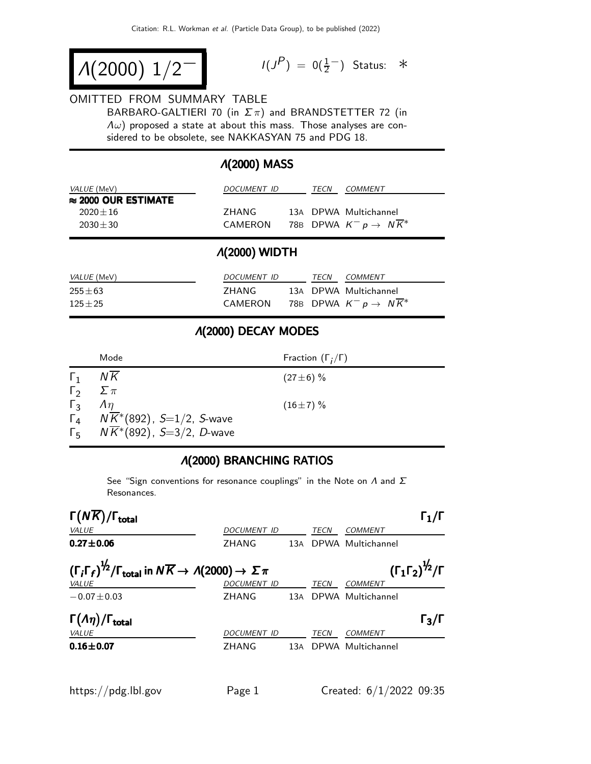# $\Lambda(2000)\ 1/2^-$

$I(J^P) = 0(\frac{1}{2}^-)$ Status: ∗

OMITTED FROM SUMMARY TABLE

BARBARO-GALTIERI 70 (in $\Sigma\pi$) and BRANDSTETTER 72 (in $\Lambda\omega$) proposed a state at about this mass. Those analyses are considered to be obsolete, see NAKKASYAN 75 and PDG 18.

## $\Lambda$(2000) MASS

| *VALUE* (MeV) | *DOCUMENT ID* | | *TECN* | *COMMENT* |
|---|---|---|---|---|
| **≈ 2000 OUR ESTIMATE** | | | | |
| $2020 \pm 16$ | ZHANG | 13A | DPWA | Multichannel |
| $2030 \pm 30$ | CAMERON | 78B | DPWA | $K^- p \to N\overline{K}^*$ |

## $\Lambda$(2000) WIDTH

| *VALUE* (MeV) | *DOCUMENT ID* | | *TECN* | *COMMENT* |
|---|---|---|---|---|
| $255 \pm 63$ | ZHANG | 13A | DPWA | Multichannel |
| $125 \pm 25$ | CAMERON | 78B | DPWA | $K^- p \to N\overline{K}^*$ |

## $\Lambda$(2000) DECAY MODES

| | Mode | Fraction $(\Gamma_i/\Gamma)$ |
|---|---|---|
| $\Gamma_1$ | $N\overline{K}$ | $(27 \pm 6)$ % |
| $\Gamma_2$ | $\Sigma\pi$ | |
| $\Gamma_3$ | $\Lambda\eta$ | $(16 \pm 7)$ % |
| $\Gamma_4$ | $N\overline{K}^*(892)$, $S$=1/2, $S$-wave | |
| $\Gamma_5$ | $N\overline{K}^*(892)$, $S$=3/2, $D$-wave | |

## $\Lambda$(2000) BRANCHING RATIOS

See "Sign conventions for resonance couplings" in the Note on $\Lambda$ and $\Sigma$ Resonances.

### $\Gamma(N\overline{K})/\Gamma_{\text{total}}$ — $\Gamma_1/\Gamma$

| *VALUE* | *DOCUMENT ID* | | *TECN* | *COMMENT* |
|---|---|---|---|---|
| **$0.27 \pm 0.06$** | ZHANG | 13A | DPWA | Multichannel |

### $(\Gamma_i\Gamma_f)^{1/2}/\Gamma_{\text{total}}$ in $N\overline{K} \to \Lambda(2000) \to \Sigma\pi$ — $(\Gamma_1\Gamma_2)^{1/2}/\Gamma$

| *VALUE* | *DOCUMENT ID* | | *TECN* | *COMMENT* |
|---|---|---|---|---|
| $-0.07 \pm 0.03$ | ZHANG | 13A | DPWA | Multichannel |

### $\Gamma(\Lambda\eta)/\Gamma_{\text{total}}$ — $\Gamma_3/\Gamma$

| *VALUE* | *DOCUMENT ID* | | *TECN* | *COMMENT* |
|---|---|---|---|---|
| **$0.16 \pm 0.07$** | ZHANG | 13A | DPWA | Multichannel |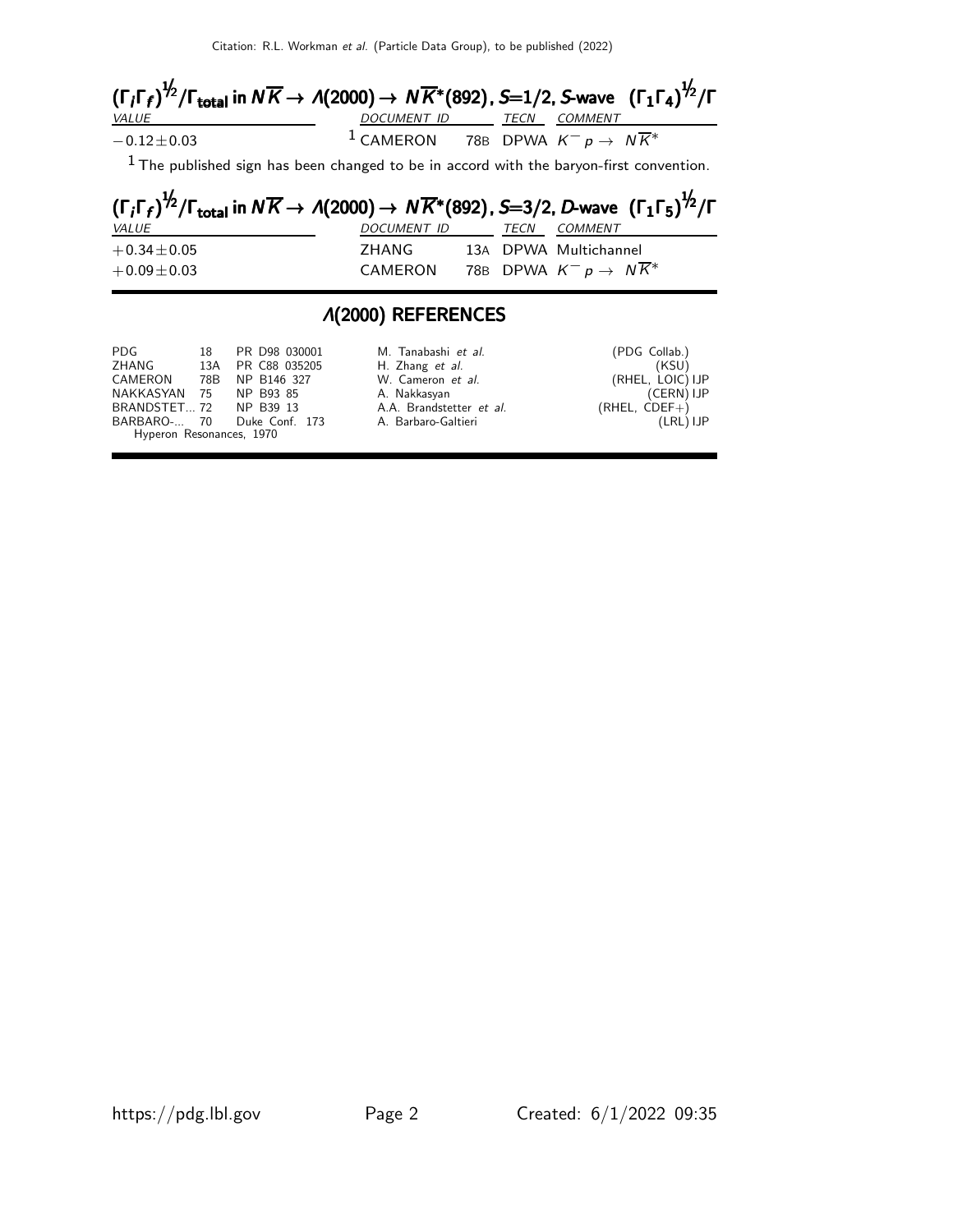### $(\Gamma_i \Gamma_f)^{1/2}/\Gamma_{\text{total}}$ in $N\overline{K} \rightarrow \Lambda(2000) \rightarrow N\overline{K}^*(892)$, $S$=1/2, $S$-wave $(\Gamma_1\Gamma_4)^{1/2}/\Gamma$

| *VALUE* | *DOCUMENT ID* | *TECN* | *COMMENT* |
|---|---|---|---|
| $-0.12 \pm 0.03$ | [1] CAMERON 78B | DPWA | $K^- p \rightarrow N\overline{K}^*$ |

[1] The published sign has been changed to be in accord with the baryon-first convention.

### $(\Gamma_i \Gamma_f)^{1/2}/\Gamma_{\text{total}}$ in $N\overline{K} \rightarrow \Lambda(2000) \rightarrow N\overline{K}^*(892)$, $S$=3/2, $D$-wave $(\Gamma_1\Gamma_5)^{1/2}/\Gamma$

| *VALUE* | *DOCUMENT ID* | *TECN* | *COMMENT* |
|---|---|---|---|
| $+0.34 \pm 0.05$ | ZHANG 13A | DPWA | Multichannel |
| $+0.09 \pm 0.03$ | CAMERON 78B | DPWA | $K^- p \rightarrow N\overline{K}^*$ |

## $\Lambda(2000)$ REFERENCES

| | | | | |
|---|---|---|---|---|
| PDG | 18 | PR D98 030001 | M. Tanabashi *et al.* | (PDG Collab.) |
| ZHANG | 13A | PR C88 035205 | H. Zhang *et al.* | (KSU) |
| CAMERON | 78B | NP B146 327 | W. Cameron *et al.* | (RHEL, LOIC) IJP |
| NAKKASYAN | 75 | NP B93 85 | A. Nakkasyan | (CERN) IJP |
| BRANDSTET... | 72 | NP B39 13 | A.A. Brandstetter *et al.* | (RHEL, CDEF+) |
| BARBARO-... | 70 | Duke Conf. 173 | A. Barbaro-Galtieri | (LRL) IJP |

Hyperon Resonances, 1970